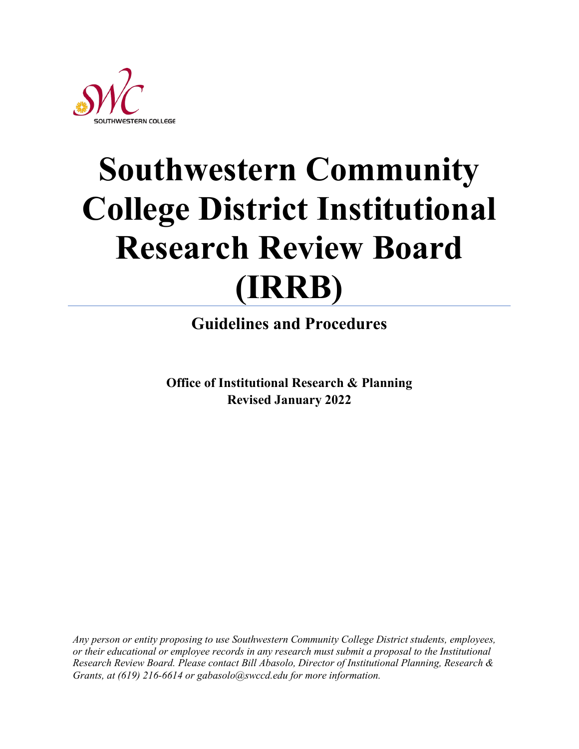# Southwestern Community College District Institutional Research Review Board (IRRB)

## Guidelines and Procedures

**Office of Institutional Research & Planning**
**Revised January 2022**

*Any person or entity proposing to use Southwestern Community College District students, employees, or their educational or employee records in any research must submit a proposal to the Institutional Research Review Board. Please contact Bill Abasolo, Director of Institutional Planning, Research & Grants, at (619) 216-6614 or gabasolo@swccd.edu for more information.*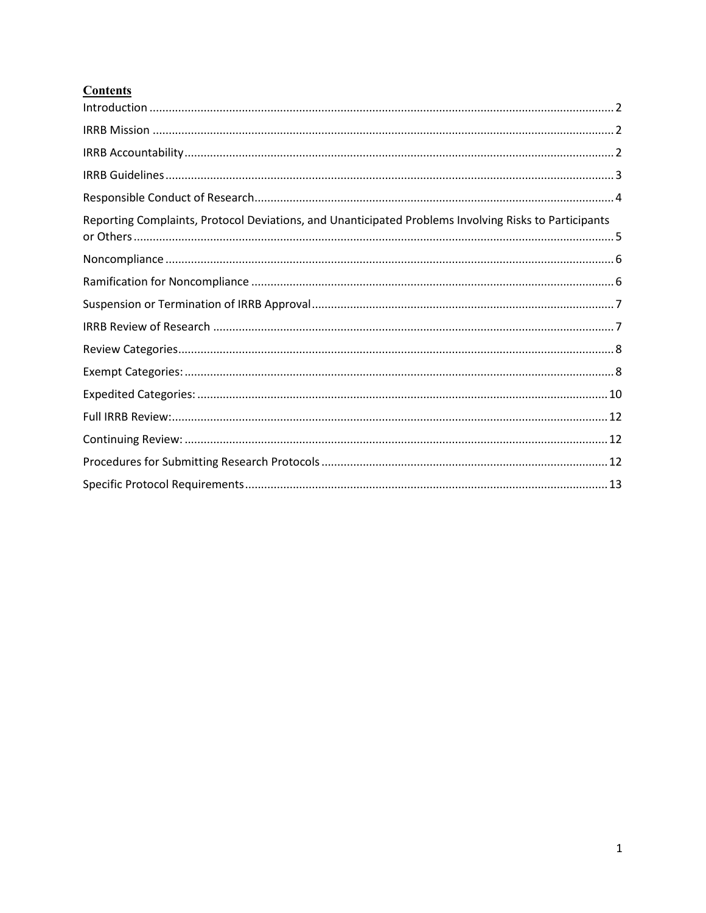## Contents

Introduction ..... 2

IRRB Mission ..... 2

IRRB Accountability ..... 2

IRRB Guidelines ..... 3

Responsible Conduct of Research ..... 4

Reporting Complaints, Protocol Deviations, and Unanticipated Problems Involving Risks to Participants or Others ..... 5

Noncompliance ..... 6

Ramification for Noncompliance ..... 6

Suspension or Termination of IRRB Approval ..... 7

IRRB Review of Research ..... 7

Review Categories ..... 8

Exempt Categories: ..... 8

Expedited Categories: ..... 10

Full IRRB Review: ..... 12

Continuing Review: ..... 12

Procedures for Submitting Research Protocols ..... 12

Specific Protocol Requirements ..... 13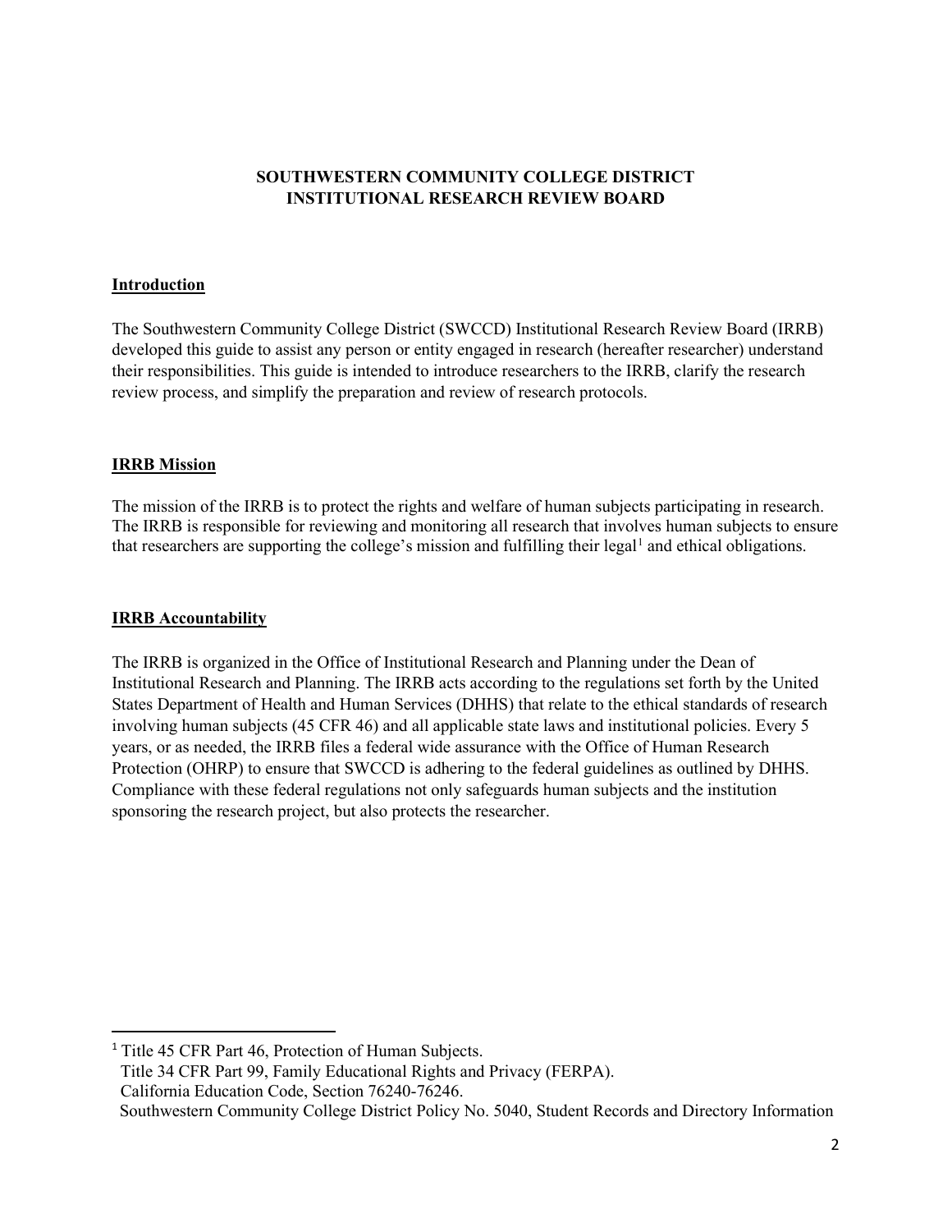**SOUTHWESTERN COMMUNITY COLLEGE DISTRICT**
**INSTITUTIONAL RESEARCH REVIEW BOARD**

## Introduction

The Southwestern Community College District (SWCCD) Institutional Research Review Board (IRRB) developed this guide to assist any person or entity engaged in research (hereafter researcher) understand their responsibilities. This guide is intended to introduce researchers to the IRRB, clarify the research review process, and simplify the preparation and review of research protocols.

## IRRB Mission

The mission of the IRRB is to protect the rights and welfare of human subjects participating in research. The IRRB is responsible for reviewing and monitoring all research that involves human subjects to ensure that researchers are supporting the college's mission and fulfilling their legal[1] and ethical obligations.

## IRRB Accountability

The IRRB is organized in the Office of Institutional Research and Planning under the Dean of Institutional Research and Planning. The IRRB acts according to the regulations set forth by the United States Department of Health and Human Services (DHHS) that relate to the ethical standards of research involving human subjects (45 CFR 46) and all applicable state laws and institutional policies. Every 5 years, or as needed, the IRRB files a federal wide assurance with the Office of Human Research Protection (OHRP) to ensure that SWCCD is adhering to the federal guidelines as outlined by DHHS. Compliance with these federal regulations not only safeguards human subjects and the institution sponsoring the research project, but also protects the researcher.

---

[1] Title 45 CFR Part 46, Protection of Human Subjects.
Title 34 CFR Part 99, Family Educational Rights and Privacy (FERPA).
California Education Code, Section 76240-76246.
Southwestern Community College District Policy No. 5040, Student Records and Directory Information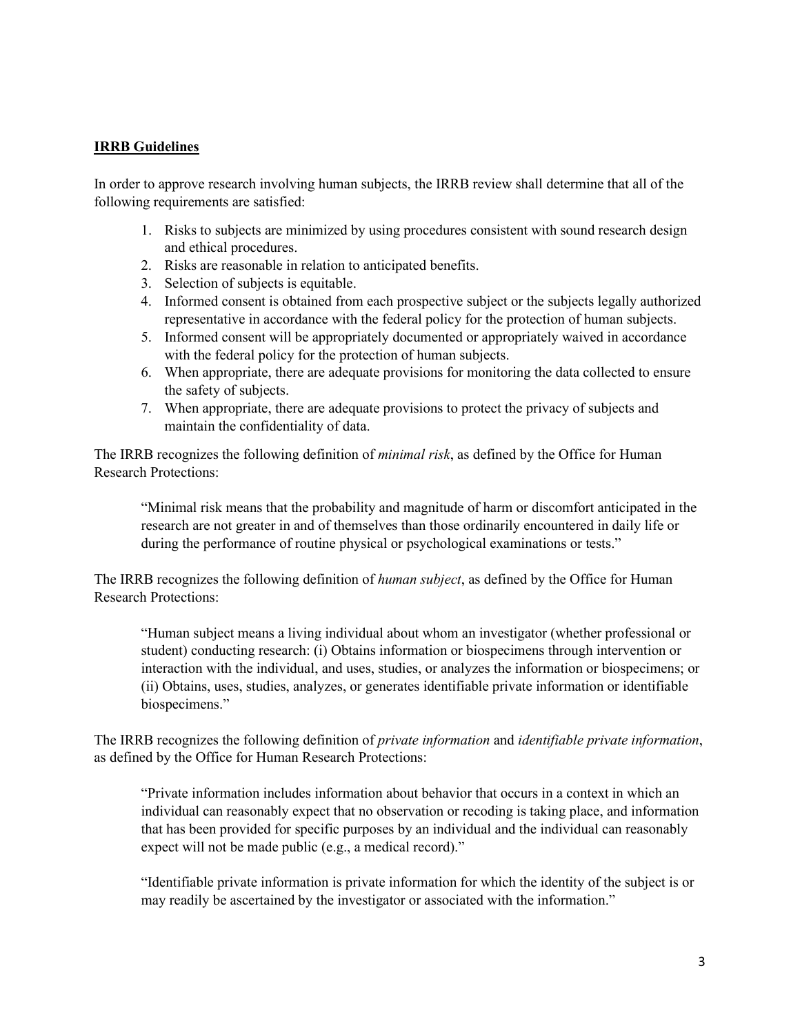## IRRB Guidelines

In order to approve research involving human subjects, the IRRB review shall determine that all of the following requirements are satisfied:

1. Risks to subjects are minimized by using procedures consistent with sound research design and ethical procedures.
2. Risks are reasonable in relation to anticipated benefits.
3. Selection of subjects is equitable.
4. Informed consent is obtained from each prospective subject or the subjects legally authorized representative in accordance with the federal policy for the protection of human subjects.
5. Informed consent will be appropriately documented or appropriately waived in accordance with the federal policy for the protection of human subjects.
6. When appropriate, there are adequate provisions for monitoring the data collected to ensure the safety of subjects.
7. When appropriate, there are adequate provisions to protect the privacy of subjects and maintain the confidentiality of data.

The IRRB recognizes the following definition of *minimal risk*, as defined by the Office for Human Research Protections:

> "Minimal risk means that the probability and magnitude of harm or discomfort anticipated in the research are not greater in and of themselves than those ordinarily encountered in daily life or during the performance of routine physical or psychological examinations or tests."

The IRRB recognizes the following definition of *human subject*, as defined by the Office for Human Research Protections:

> "Human subject means a living individual about whom an investigator (whether professional or student) conducting research: (i) Obtains information or biospecimens through intervention or interaction with the individual, and uses, studies, or analyzes the information or biospecimens; or (ii) Obtains, uses, studies, analyzes, or generates identifiable private information or identifiable biospecimens."

The IRRB recognizes the following definition of *private information* and *identifiable private information*, as defined by the Office for Human Research Protections:

> "Private information includes information about behavior that occurs in a context in which an individual can reasonably expect that no observation or recoding is taking place, and information that has been provided for specific purposes by an individual and the individual can reasonably expect will not be made public (e.g., a medical record)."
>
> "Identifiable private information is private information for which the identity of the subject is or may readily be ascertained by the investigator or associated with the information."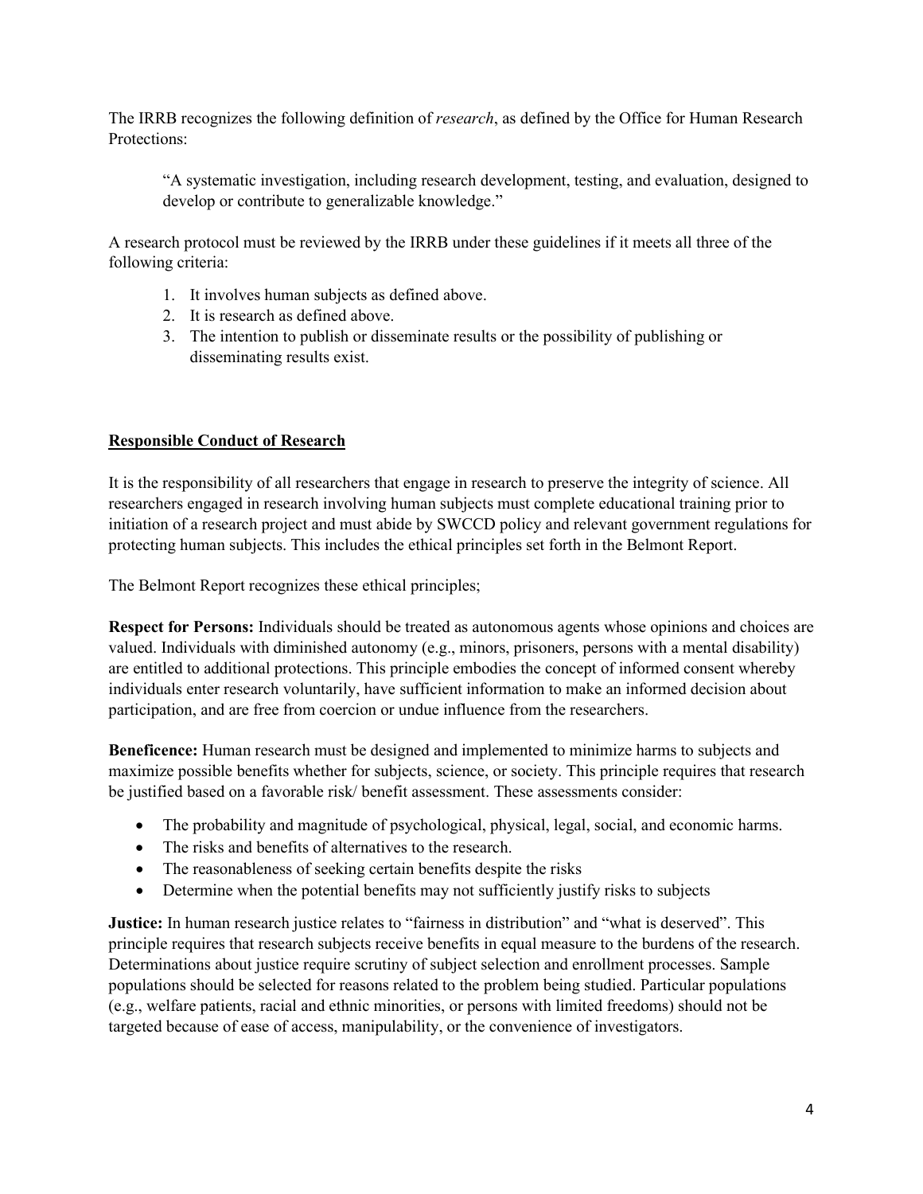The IRRB recognizes the following definition of *research*, as defined by the Office for Human Research Protections:

> "A systematic investigation, including research development, testing, and evaluation, designed to develop or contribute to generalizable knowledge."

A research protocol must be reviewed by the IRRB under these guidelines if it meets all three of the following criteria:

1. It involves human subjects as defined above.
2. It is research as defined above.
3. The intention to publish or disseminate results or the possibility of publishing or disseminating results exist.

## Responsible Conduct of Research

It is the responsibility of all researchers that engage in research to preserve the integrity of science. All researchers engaged in research involving human subjects must complete educational training prior to initiation of a research project and must abide by SWCCD policy and relevant government regulations for protecting human subjects. This includes the ethical principles set forth in the Belmont Report.

The Belmont Report recognizes these ethical principles;

**Respect for Persons:** Individuals should be treated as autonomous agents whose opinions and choices are valued. Individuals with diminished autonomy (e.g., minors, prisoners, persons with a mental disability) are entitled to additional protections. This principle embodies the concept of informed consent whereby individuals enter research voluntarily, have sufficient information to make an informed decision about participation, and are free from coercion or undue influence from the researchers.

**Beneficence:** Human research must be designed and implemented to minimize harms to subjects and maximize possible benefits whether for subjects, science, or society. This principle requires that research be justified based on a favorable risk/ benefit assessment. These assessments consider:

- The probability and magnitude of psychological, physical, legal, social, and economic harms.
- The risks and benefits of alternatives to the research.
- The reasonableness of seeking certain benefits despite the risks
- Determine when the potential benefits may not sufficiently justify risks to subjects

**Justice:** In human research justice relates to "fairness in distribution" and "what is deserved". This principle requires that research subjects receive benefits in equal measure to the burdens of the research. Determinations about justice require scrutiny of subject selection and enrollment processes. Sample populations should be selected for reasons related to the problem being studied. Particular populations (e.g., welfare patients, racial and ethnic minorities, or persons with limited freedoms) should not be targeted because of ease of access, manipulability, or the convenience of investigators.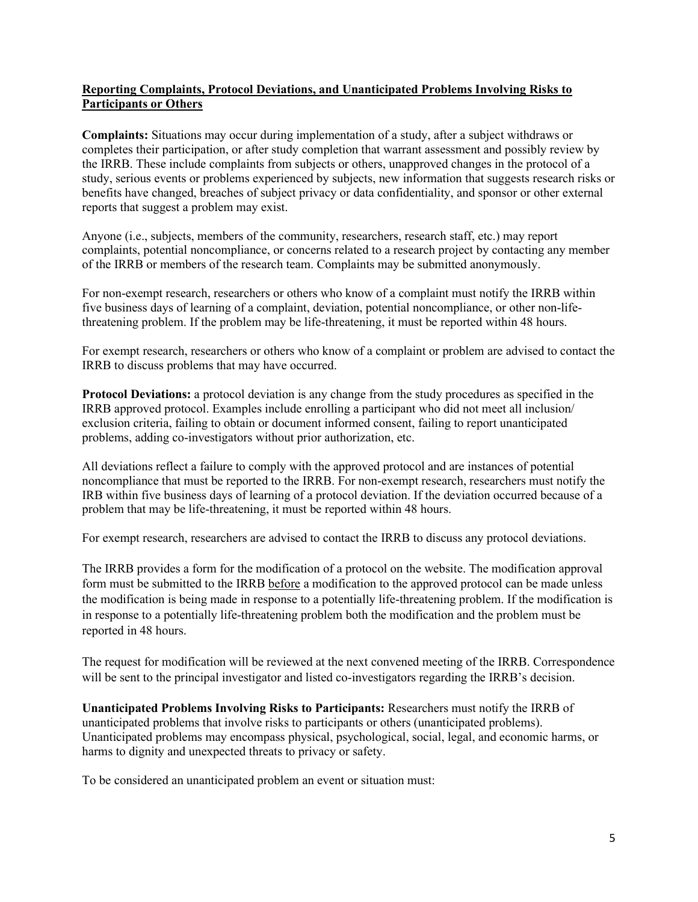**Reporting Complaints, Protocol Deviations, and Unanticipated Problems Involving Risks to Participants or Others**

**Complaints:** Situations may occur during implementation of a study, after a subject withdraws or completes their participation, or after study completion that warrant assessment and possibly review by the IRRB. These include complaints from subjects or others, unapproved changes in the protocol of a study, serious events or problems experienced by subjects, new information that suggests research risks or benefits have changed, breaches of subject privacy or data confidentiality, and sponsor or other external reports that suggest a problem may exist.

Anyone (i.e., subjects, members of the community, researchers, research staff, etc.) may report complaints, potential noncompliance, or concerns related to a research project by contacting any member of the IRRB or members of the research team. Complaints may be submitted anonymously.

For non-exempt research, researchers or others who know of a complaint must notify the IRRB within five business days of learning of a complaint, deviation, potential noncompliance, or other non-life-threatening problem. If the problem may be life-threatening, it must be reported within 48 hours.

For exempt research, researchers or others who know of a complaint or problem are advised to contact the IRRB to discuss problems that may have occurred.

**Protocol Deviations:** a protocol deviation is any change from the study procedures as specified in the IRRB approved protocol. Examples include enrolling a participant who did not meet all inclusion/ exclusion criteria, failing to obtain or document informed consent, failing to report unanticipated problems, adding co-investigators without prior authorization, etc.

All deviations reflect a failure to comply with the approved protocol and are instances of potential noncompliance that must be reported to the IRRB. For non-exempt research, researchers must notify the IRB within five business days of learning of a protocol deviation. If the deviation occurred because of a problem that may be life-threatening, it must be reported within 48 hours.

For exempt research, researchers are advised to contact the IRRB to discuss any protocol deviations.

The IRRB provides a form for the modification of a protocol on the website. The modification approval form must be submitted to the IRRB <u>before</u> a modification to the approved protocol can be made unless the modification is being made in response to a potentially life-threatening problem. If the modification is in response to a potentially life-threatening problem both the modification and the problem must be reported in 48 hours.

The request for modification will be reviewed at the next convened meeting of the IRRB. Correspondence will be sent to the principal investigator and listed co-investigators regarding the IRRB's decision.

**Unanticipated Problems Involving Risks to Participants:** Researchers must notify the IRRB of unanticipated problems that involve risks to participants or others (unanticipated problems). Unanticipated problems may encompass physical, psychological, social, legal, and economic harms, or harms to dignity and unexpected threats to privacy or safety.

To be considered an unanticipated problem an event or situation must: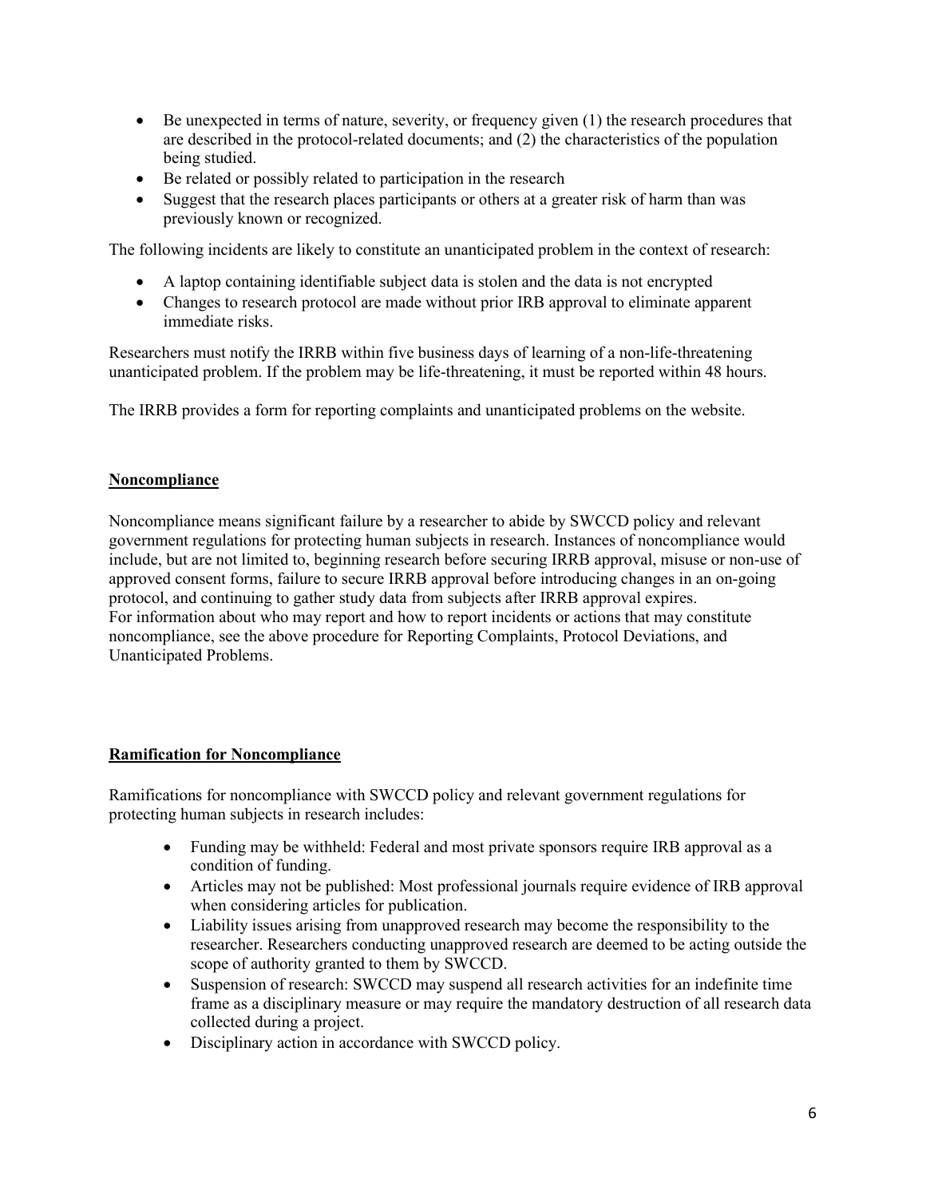- Be unexpected in terms of nature, severity, or frequency given (1) the research procedures that are described in the protocol-related documents; and (2) the characteristics of the population being studied.
- Be related or possibly related to participation in the research
- Suggest that the research places participants or others at a greater risk of harm than was previously known or recognized.

The following incidents are likely to constitute an unanticipated problem in the context of research:

- A laptop containing identifiable subject data is stolen and the data is not encrypted
- Changes to research protocol are made without prior IRB approval to eliminate apparent immediate risks.

Researchers must notify the IRRB within five business days of learning of a non-life-threatening unanticipated problem. If the problem may be life-threatening, it must be reported within 48 hours.

The IRRB provides a form for reporting complaints and unanticipated problems on the website.

## Noncompliance

Noncompliance means significant failure by a researcher to abide by SWCCD policy and relevant government regulations for protecting human subjects in research. Instances of noncompliance would include, but are not limited to, beginning research before securing IRRB approval, misuse or non-use of approved consent forms, failure to secure IRRB approval before introducing changes in an on-going protocol, and continuing to gather study data from subjects after IRRB approval expires.
For information about who may report and how to report incidents or actions that may constitute noncompliance, see the above procedure for Reporting Complaints, Protocol Deviations, and Unanticipated Problems.

## Ramification for Noncompliance

Ramifications for noncompliance with SWCCD policy and relevant government regulations for protecting human subjects in research includes:

- Funding may be withheld: Federal and most private sponsors require IRB approval as a condition of funding.
- Articles may not be published: Most professional journals require evidence of IRB approval when considering articles for publication.
- Liability issues arising from unapproved research may become the responsibility to the researcher. Researchers conducting unapproved research are deemed to be acting outside the scope of authority granted to them by SWCCD.
- Suspension of research: SWCCD may suspend all research activities for an indefinite time frame as a disciplinary measure or may require the mandatory destruction of all research data collected during a project.
- Disciplinary action in accordance with SWCCD policy.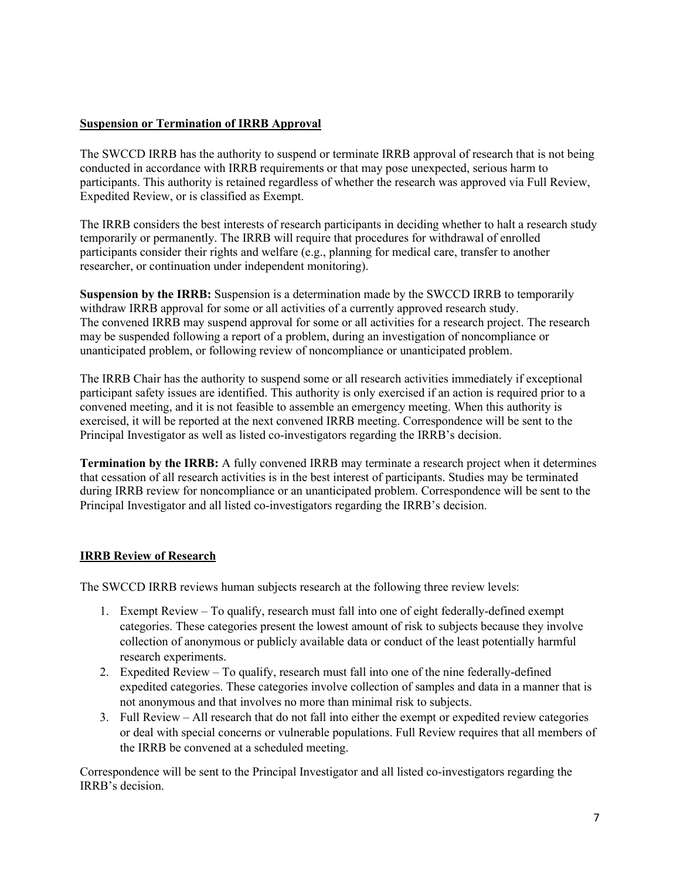## Suspension or Termination of IRRB Approval

The SWCCD IRRB has the authority to suspend or terminate IRRB approval of research that is not being conducted in accordance with IRRB requirements or that may pose unexpected, serious harm to participants. This authority is retained regardless of whether the research was approved via Full Review, Expedited Review, or is classified as Exempt.

The IRRB considers the best interests of research participants in deciding whether to halt a research study temporarily or permanently. The IRRB will require that procedures for withdrawal of enrolled participants consider their rights and welfare (e.g., planning for medical care, transfer to another researcher, or continuation under independent monitoring).

**Suspension by the IRRB:** Suspension is a determination made by the SWCCD IRRB to temporarily withdraw IRRB approval for some or all activities of a currently approved research study. The convened IRRB may suspend approval for some or all activities for a research project. The research may be suspended following a report of a problem, during an investigation of noncompliance or unanticipated problem, or following review of noncompliance or unanticipated problem.

The IRRB Chair has the authority to suspend some or all research activities immediately if exceptional participant safety issues are identified. This authority is only exercised if an action is required prior to a convened meeting, and it is not feasible to assemble an emergency meeting. When this authority is exercised, it will be reported at the next convened IRRB meeting. Correspondence will be sent to the Principal Investigator as well as listed co-investigators regarding the IRRB's decision.

**Termination by the IRRB:** A fully convened IRRB may terminate a research project when it determines that cessation of all research activities is in the best interest of participants. Studies may be terminated during IRRB review for noncompliance or an unanticipated problem. Correspondence will be sent to the Principal Investigator and all listed co-investigators regarding the IRRB's decision.

## IRRB Review of Research

The SWCCD IRRB reviews human subjects research at the following three review levels:

1. Exempt Review – To qualify, research must fall into one of eight federally-defined exempt categories. These categories present the lowest amount of risk to subjects because they involve collection of anonymous or publicly available data or conduct of the least potentially harmful research experiments.
2. Expedited Review – To qualify, research must fall into one of the nine federally-defined expedited categories. These categories involve collection of samples and data in a manner that is not anonymous and that involves no more than minimal risk to subjects.
3. Full Review – All research that do not fall into either the exempt or expedited review categories or deal with special concerns or vulnerable populations. Full Review requires that all members of the IRRB be convened at a scheduled meeting.

Correspondence will be sent to the Principal Investigator and all listed co-investigators regarding the IRRB's decision.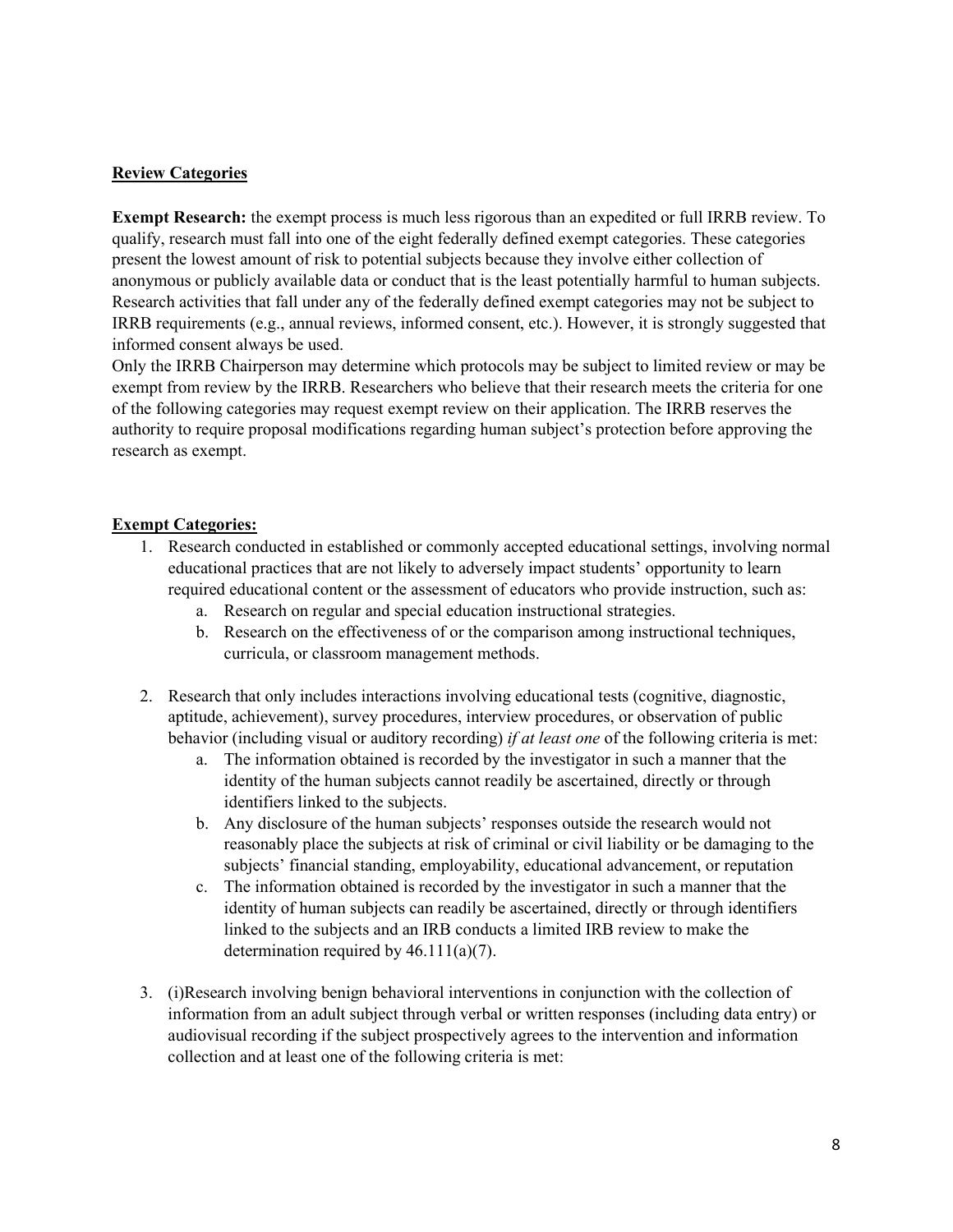**Review Categories**

**Exempt Research:** the exempt process is much less rigorous than an expedited or full IRRB review. To qualify, research must fall into one of the eight federally defined exempt categories. These categories present the lowest amount of risk to potential subjects because they involve either collection of anonymous or publicly available data or conduct that is the least potentially harmful to human subjects. Research activities that fall under any of the federally defined exempt categories may not be subject to IRRB requirements (e.g., annual reviews, informed consent, etc.). However, it is strongly suggested that informed consent always be used.

Only the IRRB Chairperson may determine which protocols may be subject to limited review or may be exempt from review by the IRRB. Researchers who believe that their research meets the criteria for one of the following categories may request exempt review on their application. The IRRB reserves the authority to require proposal modifications regarding human subject's protection before approving the research as exempt.

**Exempt Categories:**

1. Research conducted in established or commonly accepted educational settings, involving normal educational practices that are not likely to adversely impact students' opportunity to learn required educational content or the assessment of educators who provide instruction, such as:
    a. Research on regular and special education instructional strategies.
    b. Research on the effectiveness of or the comparison among instructional techniques, curricula, or classroom management methods.

2. Research that only includes interactions involving educational tests (cognitive, diagnostic, aptitude, achievement), survey procedures, interview procedures, or observation of public behavior (including visual or auditory recording) *if at least one* of the following criteria is met:
    a. The information obtained is recorded by the investigator in such a manner that the identity of the human subjects cannot readily be ascertained, directly or through identifiers linked to the subjects.
    b. Any disclosure of the human subjects' responses outside the research would not reasonably place the subjects at risk of criminal or civil liability or be damaging to the subjects' financial standing, employability, educational advancement, or reputation
    c. The information obtained is recorded by the investigator in such a manner that the identity of human subjects can readily be ascertained, directly or through identifiers linked to the subjects and an IRB conducts a limited IRB review to make the determination required by 46.111(a)(7).

3. (i)Research involving benign behavioral interventions in conjunction with the collection of information from an adult subject through verbal or written responses (including data entry) or audiovisual recording if the subject prospectively agrees to the intervention and information collection and at least one of the following criteria is met: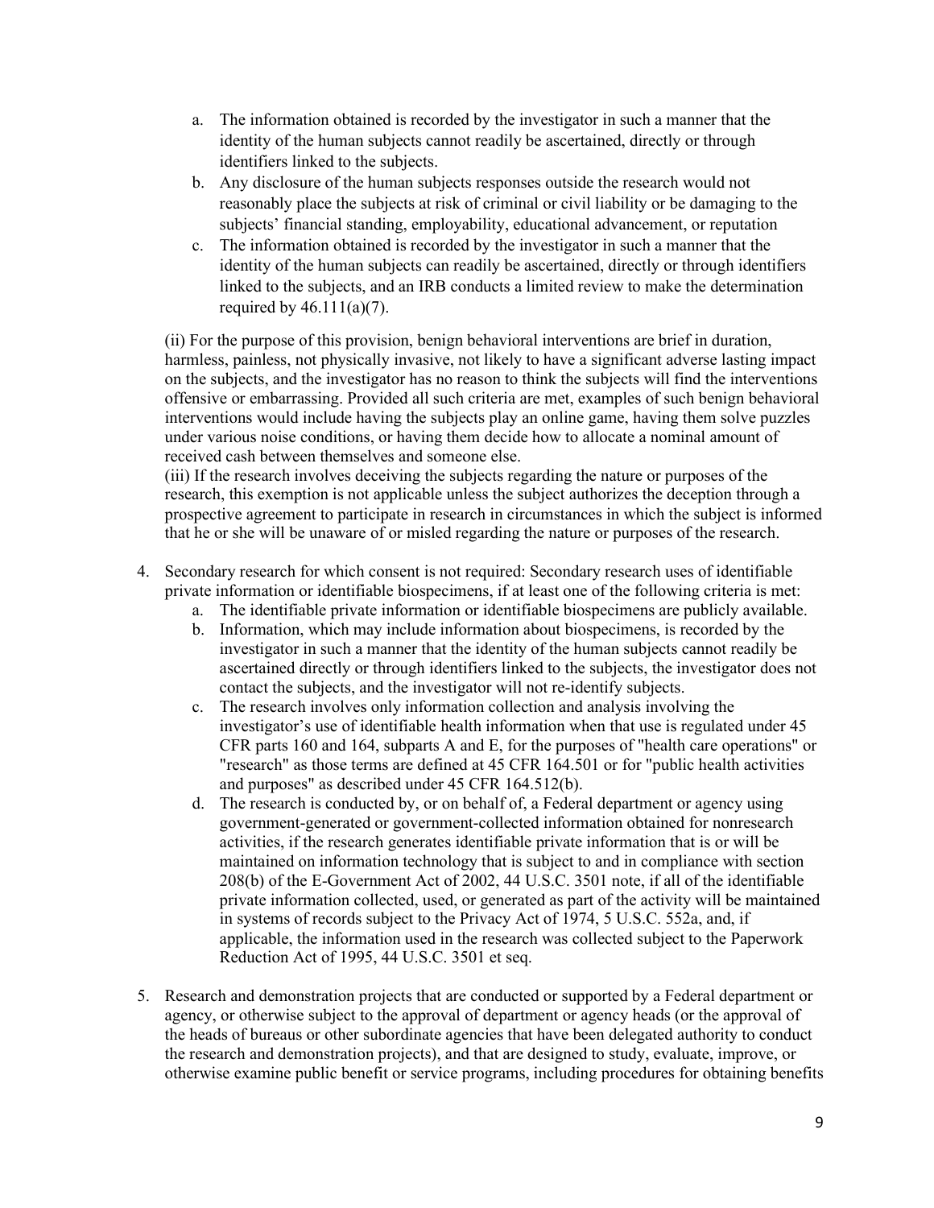a. The information obtained is recorded by the investigator in such a manner that the identity of the human subjects cannot readily be ascertained, directly or through identifiers linked to the subjects.
b. Any disclosure of the human subjects responses outside the research would not reasonably place the subjects at risk of criminal or civil liability or be damaging to the subjects' financial standing, employability, educational advancement, or reputation
c. The information obtained is recorded by the investigator in such a manner that the identity of the human subjects can readily be ascertained, directly or through identifiers linked to the subjects, and an IRB conducts a limited review to make the determination required by 46.111(a)(7).

(ii) For the purpose of this provision, benign behavioral interventions are brief in duration, harmless, painless, not physically invasive, not likely to have a significant adverse lasting impact on the subjects, and the investigator has no reason to think the subjects will find the interventions offensive or embarrassing. Provided all such criteria are met, examples of such benign behavioral interventions would include having the subjects play an online game, having them solve puzzles under various noise conditions, or having them decide how to allocate a nominal amount of received cash between themselves and someone else.
(iii) If the research involves deceiving the subjects regarding the nature or purposes of the research, this exemption is not applicable unless the subject authorizes the deception through a prospective agreement to participate in research in circumstances in which the subject is informed that he or she will be unaware of or misled regarding the nature or purposes of the research.

4. Secondary research for which consent is not required: Secondary research uses of identifiable private information or identifiable biospecimens, if at least one of the following criteria is met:
   a. The identifiable private information or identifiable biospecimens are publicly available.
   b. Information, which may include information about biospecimens, is recorded by the investigator in such a manner that the identity of the human subjects cannot readily be ascertained directly or through identifiers linked to the subjects, the investigator does not contact the subjects, and the investigator will not re-identify subjects.
   c. The research involves only information collection and analysis involving the investigator's use of identifiable health information when that use is regulated under 45 CFR parts 160 and 164, subparts A and E, for the purposes of "health care operations" or "research" as those terms are defined at 45 CFR 164.501 or for "public health activities and purposes" as described under 45 CFR 164.512(b).
   d. The research is conducted by, or on behalf of, a Federal department or agency using government-generated or government-collected information obtained for nonresearch activities, if the research generates identifiable private information that is or will be maintained on information technology that is subject to and in compliance with section 208(b) of the E-Government Act of 2002, 44 U.S.C. 3501 note, if all of the identifiable private information collected, used, or generated as part of the activity will be maintained in systems of records subject to the Privacy Act of 1974, 5 U.S.C. 552a, and, if applicable, the information used in the research was collected subject to the Paperwork Reduction Act of 1995, 44 U.S.C. 3501 et seq.

5. Research and demonstration projects that are conducted or supported by a Federal department or agency, or otherwise subject to the approval of department or agency heads (or the approval of the heads of bureaus or other subordinate agencies that have been delegated authority to conduct the research and demonstration projects), and that are designed to study, evaluate, improve, or otherwise examine public benefit or service programs, including procedures for obtaining benefits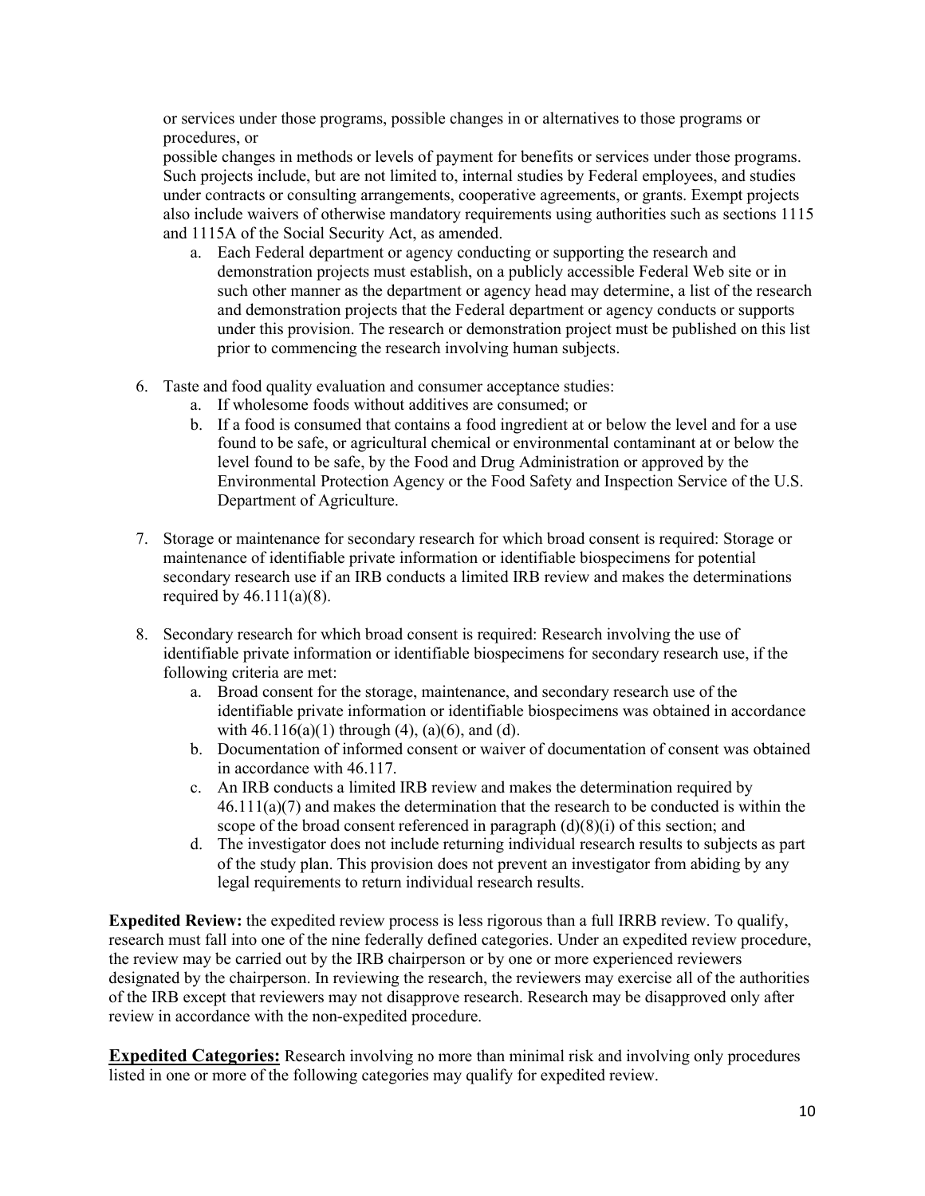or services under those programs, possible changes in or alternatives to those programs or procedures, or
possible changes in methods or levels of payment for benefits or services under those programs. Such projects include, but are not limited to, internal studies by Federal employees, and studies under contracts or consulting arrangements, cooperative agreements, or grants. Exempt projects also include waivers of otherwise mandatory requirements using authorities such as sections 1115 and 1115A of the Social Security Act, as amended.

   a. Each Federal department or agency conducting or supporting the research and demonstration projects must establish, on a publicly accessible Federal Web site or in such other manner as the department or agency head may determine, a list of the research and demonstration projects that the Federal department or agency conducts or supports under this provision. The research or demonstration project must be published on this list prior to commencing the research involving human subjects.

6. Taste and food quality evaluation and consumer acceptance studies:
   a. If wholesome foods without additives are consumed; or
   b. If a food is consumed that contains a food ingredient at or below the level and for a use found to be safe, or agricultural chemical or environmental contaminant at or below the level found to be safe, by the Food and Drug Administration or approved by the Environmental Protection Agency or the Food Safety and Inspection Service of the U.S. Department of Agriculture.

7. Storage or maintenance for secondary research for which broad consent is required: Storage or maintenance of identifiable private information or identifiable biospecimens for potential secondary research use if an IRB conducts a limited IRB review and makes the determinations required by 46.111(a)(8).

8. Secondary research for which broad consent is required: Research involving the use of identifiable private information or identifiable biospecimens for secondary research use, if the following criteria are met:
   a. Broad consent for the storage, maintenance, and secondary research use of the identifiable private information or identifiable biospecimens was obtained in accordance with 46.116(a)(1) through (4), (a)(6), and (d).
   b. Documentation of informed consent or waiver of documentation of consent was obtained in accordance with 46.117.
   c. An IRB conducts a limited IRB review and makes the determination required by 46.111(a)(7) and makes the determination that the research to be conducted is within the scope of the broad consent referenced in paragraph (d)(8)(i) of this section; and
   d. The investigator does not include returning individual research results to subjects as part of the study plan. This provision does not prevent an investigator from abiding by any legal requirements to return individual research results.

**Expedited Review:** the expedited review process is less rigorous than a full IRRB review. To qualify, research must fall into one of the nine federally defined categories. Under an expedited review procedure, the review may be carried out by the IRB chairperson or by one or more experienced reviewers designated by the chairperson. In reviewing the research, the reviewers may exercise all of the authorities of the IRB except that reviewers may not disapprove research. Research may be disapproved only after review in accordance with the non-expedited procedure.

**Expedited Categories:** Research involving no more than minimal risk and involving only procedures listed in one or more of the following categories may qualify for expedited review.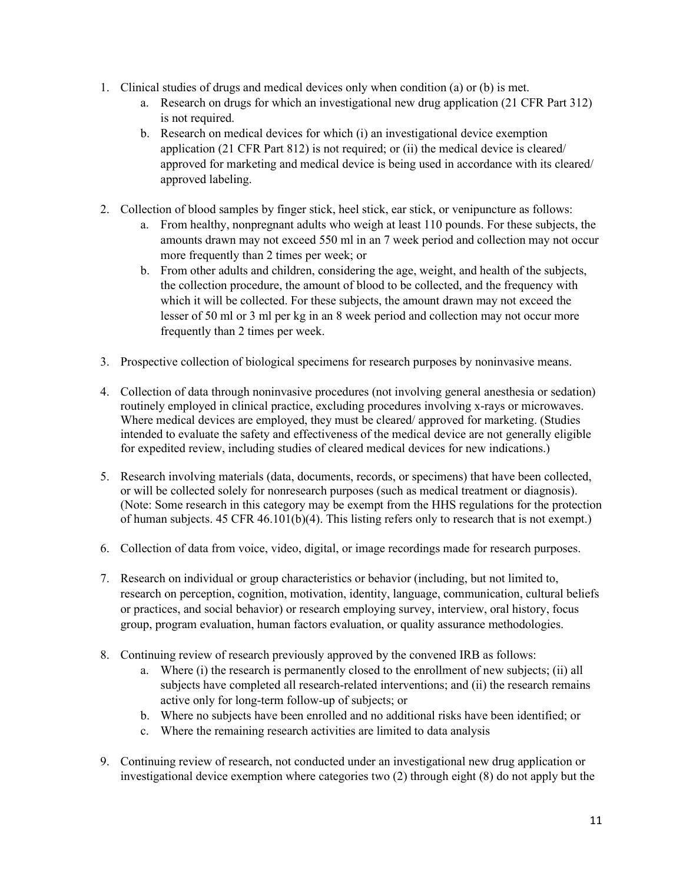1. Clinical studies of drugs and medical devices only when condition (a) or (b) is met.
    a. Research on drugs for which an investigational new drug application (21 CFR Part 312) is not required.
    b. Research on medical devices for which (i) an investigational device exemption application (21 CFR Part 812) is not required; or (ii) the medical device is cleared/ approved for marketing and medical device is being used in accordance with its cleared/ approved labeling.

2. Collection of blood samples by finger stick, heel stick, ear stick, or venipuncture as follows:
    a. From healthy, nonpregnant adults who weigh at least 110 pounds. For these subjects, the amounts drawn may not exceed 550 ml in an 7 week period and collection may not occur more frequently than 2 times per week; or
    b. From other adults and children, considering the age, weight, and health of the subjects, the collection procedure, the amount of blood to be collected, and the frequency with which it will be collected. For these subjects, the amount drawn may not exceed the lesser of 50 ml or 3 ml per kg in an 8 week period and collection may not occur more frequently than 2 times per week.

3. Prospective collection of biological specimens for research purposes by noninvasive means.

4. Collection of data through noninvasive procedures (not involving general anesthesia or sedation) routinely employed in clinical practice, excluding procedures involving x-rays or microwaves. Where medical devices are employed, they must be cleared/ approved for marketing. (Studies intended to evaluate the safety and effectiveness of the medical device are not generally eligible for expedited review, including studies of cleared medical devices for new indications.)

5. Research involving materials (data, documents, records, or specimens) that have been collected, or will be collected solely for nonresearch purposes (such as medical treatment or diagnosis). (Note: Some research in this category may be exempt from the HHS regulations for the protection of human subjects. 45 CFR 46.101(b)(4). This listing refers only to research that is not exempt.)

6. Collection of data from voice, video, digital, or image recordings made for research purposes.

7. Research on individual or group characteristics or behavior (including, but not limited to, research on perception, cognition, motivation, identity, language, communication, cultural beliefs or practices, and social behavior) or research employing survey, interview, oral history, focus group, program evaluation, human factors evaluation, or quality assurance methodologies.

8. Continuing review of research previously approved by the convened IRB as follows:
    a. Where (i) the research is permanently closed to the enrollment of new subjects; (ii) all subjects have completed all research-related interventions; and (ii) the research remains active only for long-term follow-up of subjects; or
    b. Where no subjects have been enrolled and no additional risks have been identified; or
    c. Where the remaining research activities are limited to data analysis

9. Continuing review of research, not conducted under an investigational new drug application or investigational device exemption where categories two (2) through eight (8) do not apply but the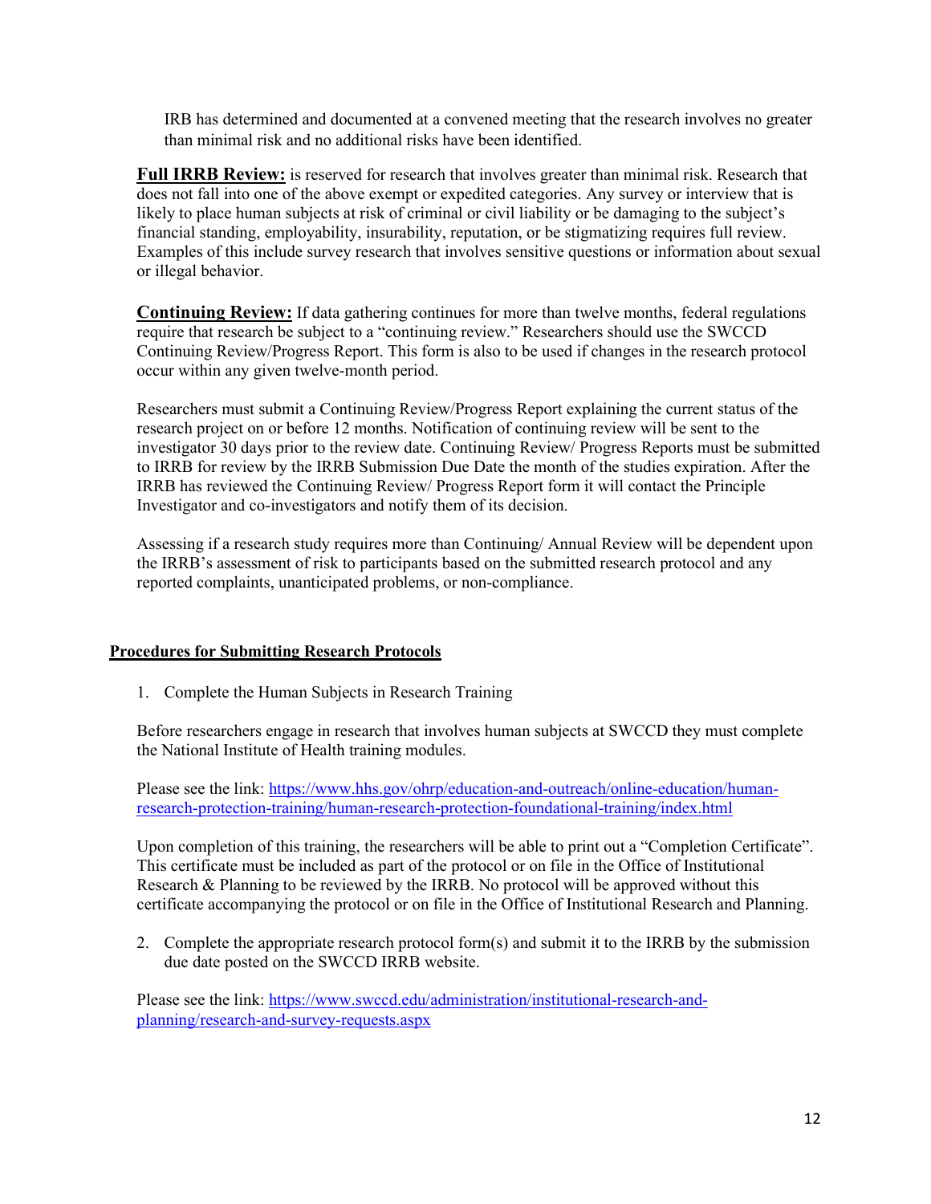IRB has determined and documented at a convened meeting that the research involves no greater than minimal risk and no additional risks have been identified.

**Full IRRB Review:** is reserved for research that involves greater than minimal risk. Research that does not fall into one of the above exempt or expedited categories. Any survey or interview that is likely to place human subjects at risk of criminal or civil liability or be damaging to the subject's financial standing, employability, insurability, reputation, or be stigmatizing requires full review. Examples of this include survey research that involves sensitive questions or information about sexual or illegal behavior.

**Continuing Review:** If data gathering continues for more than twelve months, federal regulations require that research be subject to a "continuing review." Researchers should use the SWCCD Continuing Review/Progress Report. This form is also to be used if changes in the research protocol occur within any given twelve-month period.

Researchers must submit a Continuing Review/Progress Report explaining the current status of the research project on or before 12 months. Notification of continuing review will be sent to the investigator 30 days prior to the review date. Continuing Review/ Progress Reports must be submitted to IRRB for review by the IRRB Submission Due Date the month of the studies expiration. After the IRRB has reviewed the Continuing Review/ Progress Report form it will contact the Principle Investigator and co-investigators and notify them of its decision.

Assessing if a research study requires more than Continuing/ Annual Review will be dependent upon the IRRB's assessment of risk to participants based on the submitted research protocol and any reported complaints, unanticipated problems, or non-compliance.

## Procedures for Submitting Research Protocols

1. Complete the Human Subjects in Research Training

Before researchers engage in research that involves human subjects at SWCCD they must complete the National Institute of Health training modules.

Please see the link: https://www.hhs.gov/ohrp/education-and-outreach/online-education/human-research-protection-training/human-research-protection-foundational-training/index.html

Upon completion of this training, the researchers will be able to print out a "Completion Certificate". This certificate must be included as part of the protocol or on file in the Office of Institutional Research & Planning to be reviewed by the IRRB. No protocol will be approved without this certificate accompanying the protocol or on file in the Office of Institutional Research and Planning.

2. Complete the appropriate research protocol form(s) and submit it to the IRRB by the submission due date posted on the SWCCD IRRB website.

Please see the link: https://www.swccd.edu/administration/institutional-research-and-planning/research-and-survey-requests.aspx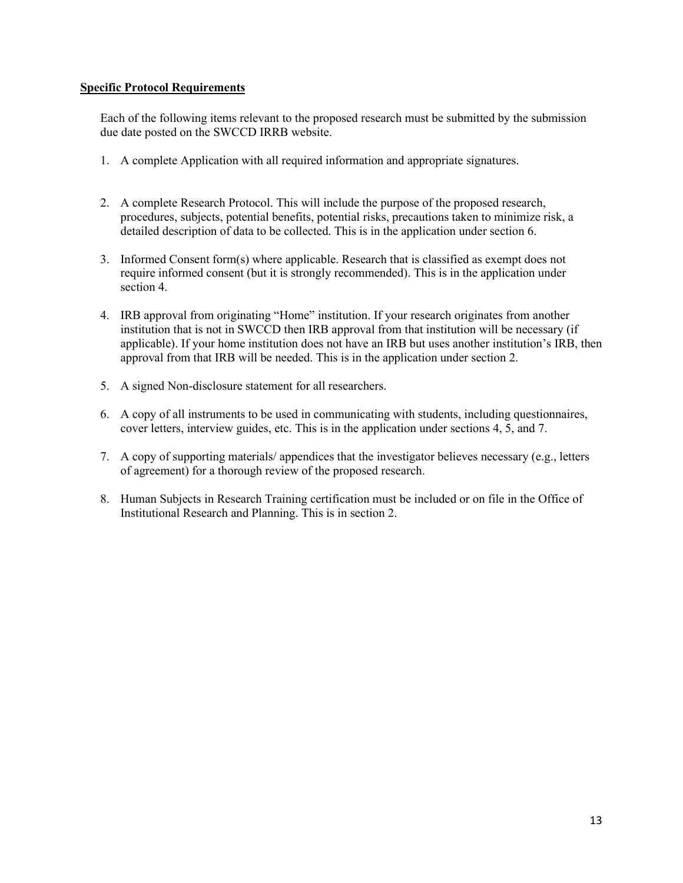**Specific Protocol Requirements**

Each of the following items relevant to the proposed research must be submitted by the submission due date posted on the SWCCD IRRB website.

1. A complete Application with all required information and appropriate signatures.

2. A complete Research Protocol. This will include the purpose of the proposed research, procedures, subjects, potential benefits, potential risks, precautions taken to minimize risk, a detailed description of data to be collected. This is in the application under section 6.

3. Informed Consent form(s) where applicable. Research that is classified as exempt does not require informed consent (but it is strongly recommended). This is in the application under section 4.

4. IRB approval from originating "Home" institution. If your research originates from another institution that is not in SWCCD then IRB approval from that institution will be necessary (if applicable). If your home institution does not have an IRB but uses another institution's IRB, then approval from that IRB will be needed. This is in the application under section 2.

5. A signed Non-disclosure statement for all researchers.

6. A copy of all instruments to be used in communicating with students, including questionnaires, cover letters, interview guides, etc. This is in the application under sections 4, 5, and 7.

7. A copy of supporting materials/ appendices that the investigator believes necessary (e.g., letters of agreement) for a thorough review of the proposed research.

8. Human Subjects in Research Training certification must be included or on file in the Office of Institutional Research and Planning. This is in section 2.